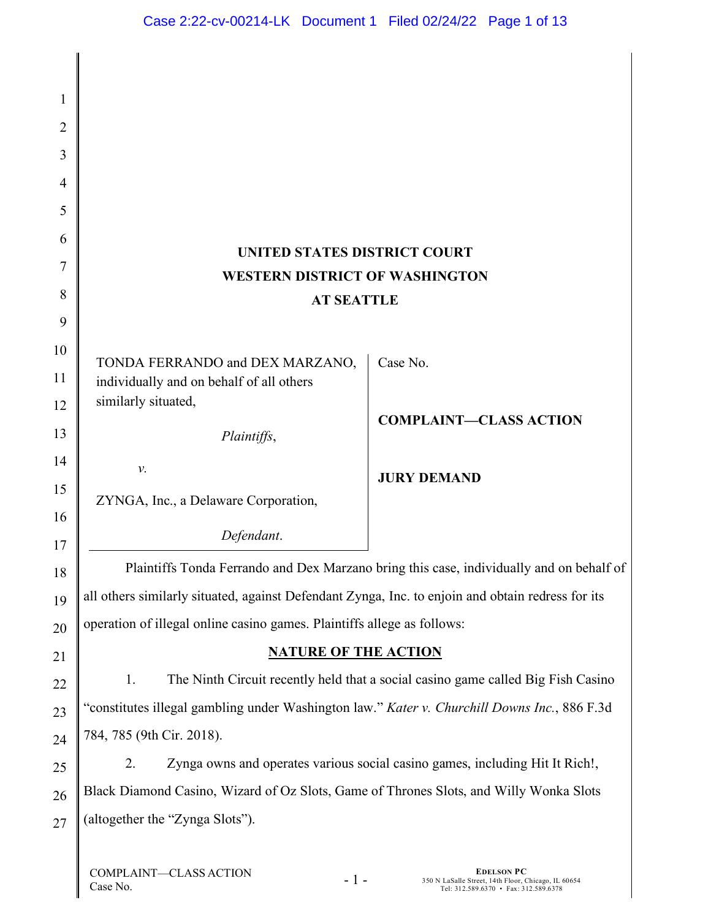**UNITED STATES DISTRICT COURT**
**WESTERN DISTRICT OF WASHINGTON**
**AT SEATTLE**

| | |
|---|---|
| TONDA FERRANDO and DEX MARZANO, individually and on behalf of all others similarly situated, *Plaintiffs*, v. ZYNGA, Inc., a Delaware Corporation, *Defendant*. | Case No. **COMPLAINT—CLASS ACTION** **JURY DEMAND** |

Plaintiffs Tonda Ferrando and Dex Marzano bring this case, individually and on behalf of all others similarly situated, against Defendant Zynga, Inc. to enjoin and obtain redress for its operation of illegal online casino games. Plaintiffs allege as follows:

## NATURE OF THE ACTION

1. The Ninth Circuit recently held that a social casino game called Big Fish Casino "constitutes illegal gambling under Washington law." *Kater v. Churchill Downs Inc.*, 886 F.3d 784, 785 (9th Cir. 2018).

2. Zynga owns and operates various social casino games, including Hit It Rich!, Black Diamond Casino, Wizard of Oz Slots, Game of Thrones Slots, and Willy Wonka Slots (altogether the "Zynga Slots").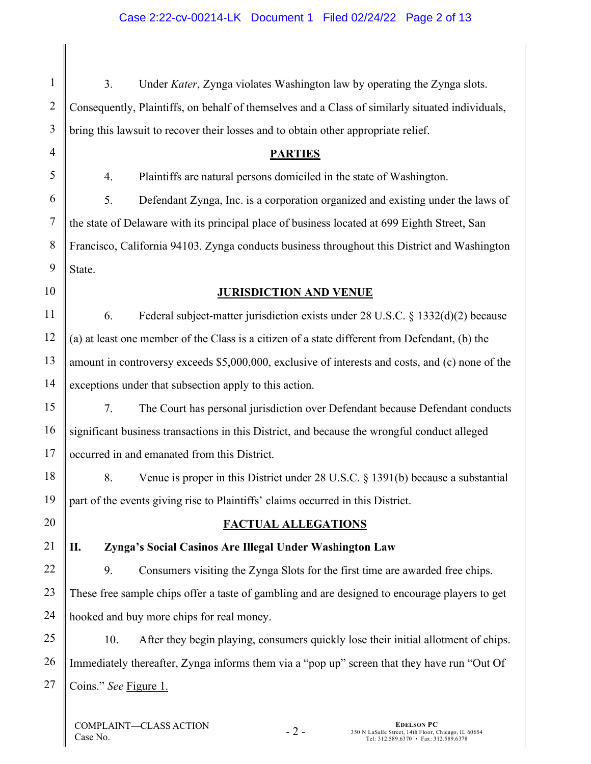3. Under *Kater*, Zynga violates Washington law by operating the Zynga slots. Consequently, Plaintiffs, on behalf of themselves and a Class of similarly situated individuals, bring this lawsuit to recover their losses and to obtain other appropriate relief.

## PARTIES

4. Plaintiffs are natural persons domiciled in the state of Washington.

5. Defendant Zynga, Inc. is a corporation organized and existing under the laws of the state of Delaware with its principal place of business located at 699 Eighth Street, San Francisco, California 94103. Zynga conducts business throughout this District and Washington State.

## JURISDICTION AND VENUE

6. Federal subject-matter jurisdiction exists under 28 U.S.C. § 1332(d)(2) because (a) at least one member of the Class is a citizen of a state different from Defendant, (b) the amount in controversy exceeds $5,000,000, exclusive of interests and costs, and (c) none of the exceptions under that subsection apply to this action.

7. The Court has personal jurisdiction over Defendant because Defendant conducts significant business transactions in this District, and because the wrongful conduct alleged occurred in and emanated from this District.

8. Venue is proper in this District under 28 U.S.C. § 1391(b) because a substantial part of the events giving rise to Plaintiffs' claims occurred in this District.

## FACTUAL ALLEGATIONS

### II. Zynga's Social Casinos Are Illegal Under Washington Law

9. Consumers visiting the Zynga Slots for the first time are awarded free chips. These free sample chips offer a taste of gambling and are designed to encourage players to get hooked and buy more chips for real money.

10. After they begin playing, consumers quickly lose their initial allotment of chips. Immediately thereafter, Zynga informs them via a "pop up" screen that they have run "Out Of Coins." *See* Figure 1.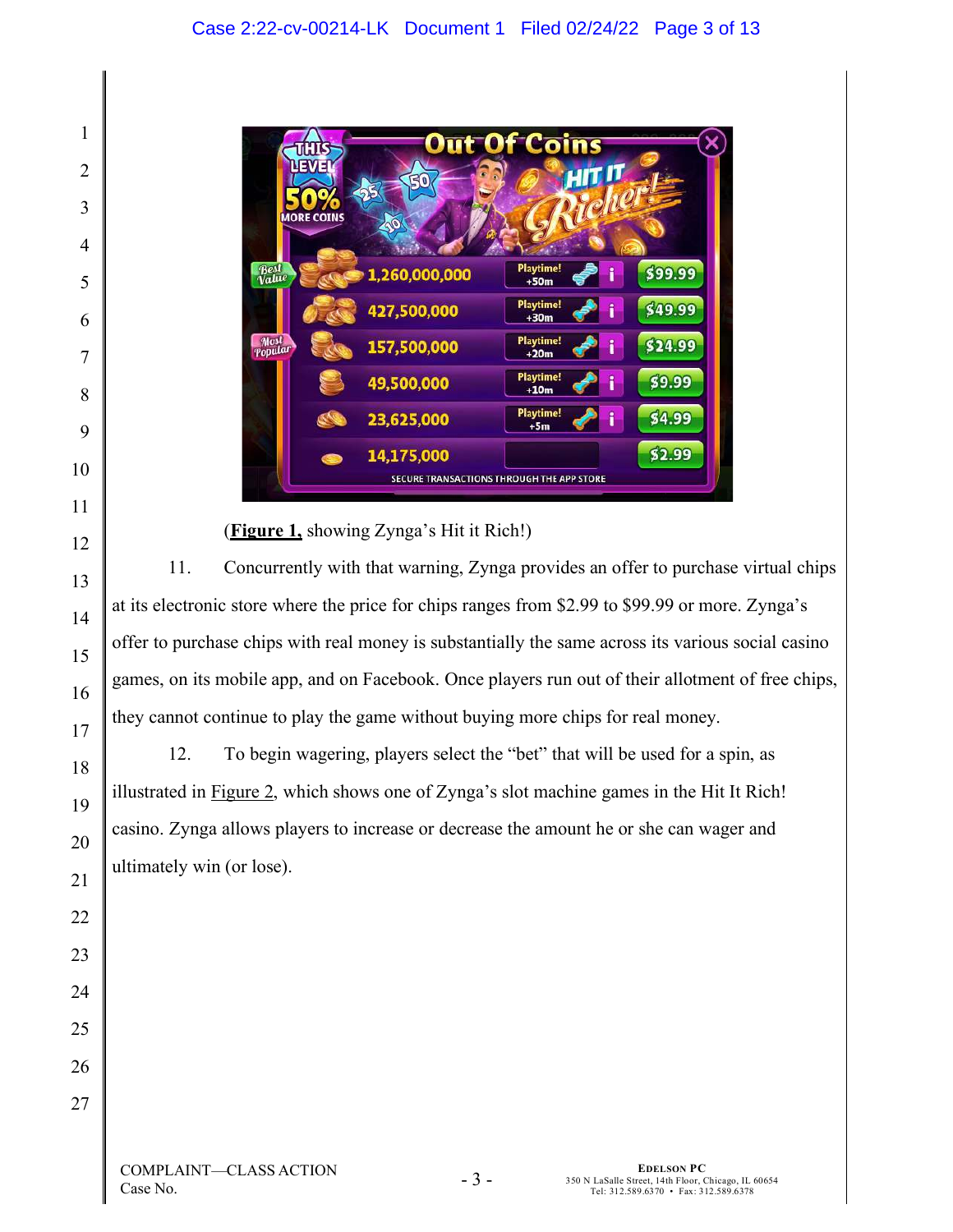(**Figure 1,** showing Zynga's Hit it Rich!)

11. Concurrently with that warning, Zynga provides an offer to purchase virtual chips at its electronic store where the price for chips ranges from $2.99 to $99.99 or more. Zynga's offer to purchase chips with real money is substantially the same across its various social casino games, on its mobile app, and on Facebook. Once players run out of their allotment of free chips, they cannot continue to play the game without buying more chips for real money.

12. To begin wagering, players select the "bet" that will be used for a spin, as illustrated in Figure 2, which shows one of Zynga's slot machine games in the Hit It Rich! casino. Zynga allows players to increase or decrease the amount he or she can wager and ultimately win (or lose).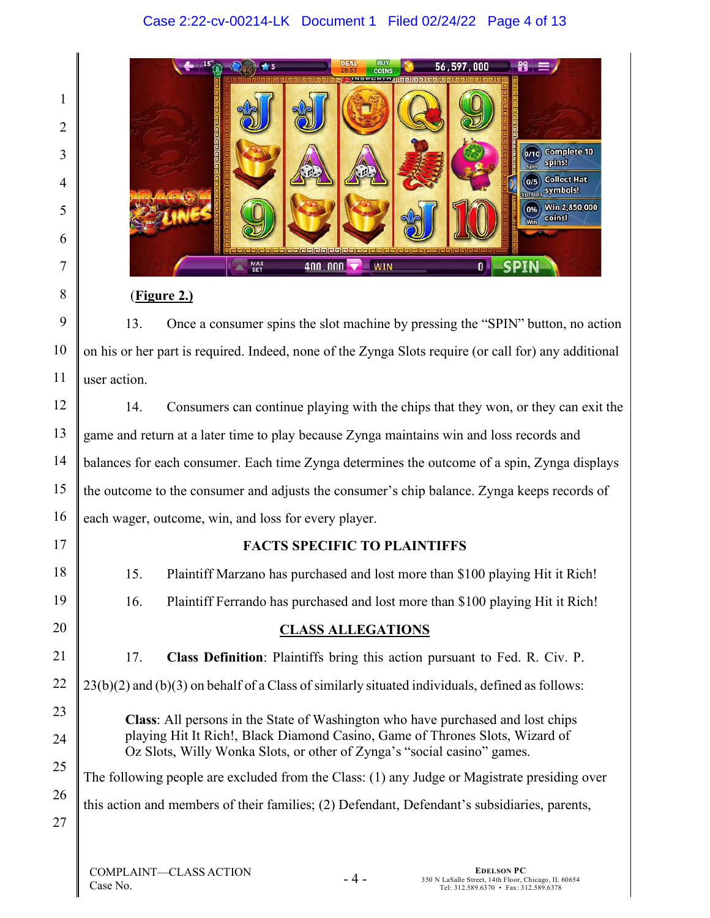(**Figure 2.**)

13. Once a consumer spins the slot machine by pressing the "SPIN" button, no action on his or her part is required. Indeed, none of the Zynga Slots require (or call for) any additional user action.

14. Consumers can continue playing with the chips that they won, or they can exit the game and return at a later time to play because Zynga maintains win and loss records and balances for each consumer. Each time Zynga determines the outcome of a spin, Zynga displays the outcome to the consumer and adjusts the consumer's chip balance. Zynga keeps records of each wager, outcome, win, and loss for every player.

**FACTS SPECIFIC TO PLAINTIFFS**

15. Plaintiff Marzano has purchased and lost more than $100 playing Hit it Rich!

16. Plaintiff Ferrando has purchased and lost more than $100 playing Hit it Rich!

**CLASS ALLEGATIONS**

17. **Class Definition**: Plaintiffs bring this action pursuant to Fed. R. Civ. P. 23(b)(2) and (b)(3) on behalf of a Class of similarly situated individuals, defined as follows:

> **Class**: All persons in the State of Washington who have purchased and lost chips playing Hit It Rich!, Black Diamond Casino, Game of Thrones Slots, Wizard of Oz Slots, Willy Wonka Slots, or other of Zynga's "social casino" games.

The following people are excluded from the Class: (1) any Judge or Magistrate presiding over this action and members of their families; (2) Defendant, Defendant's subsidiaries, parents,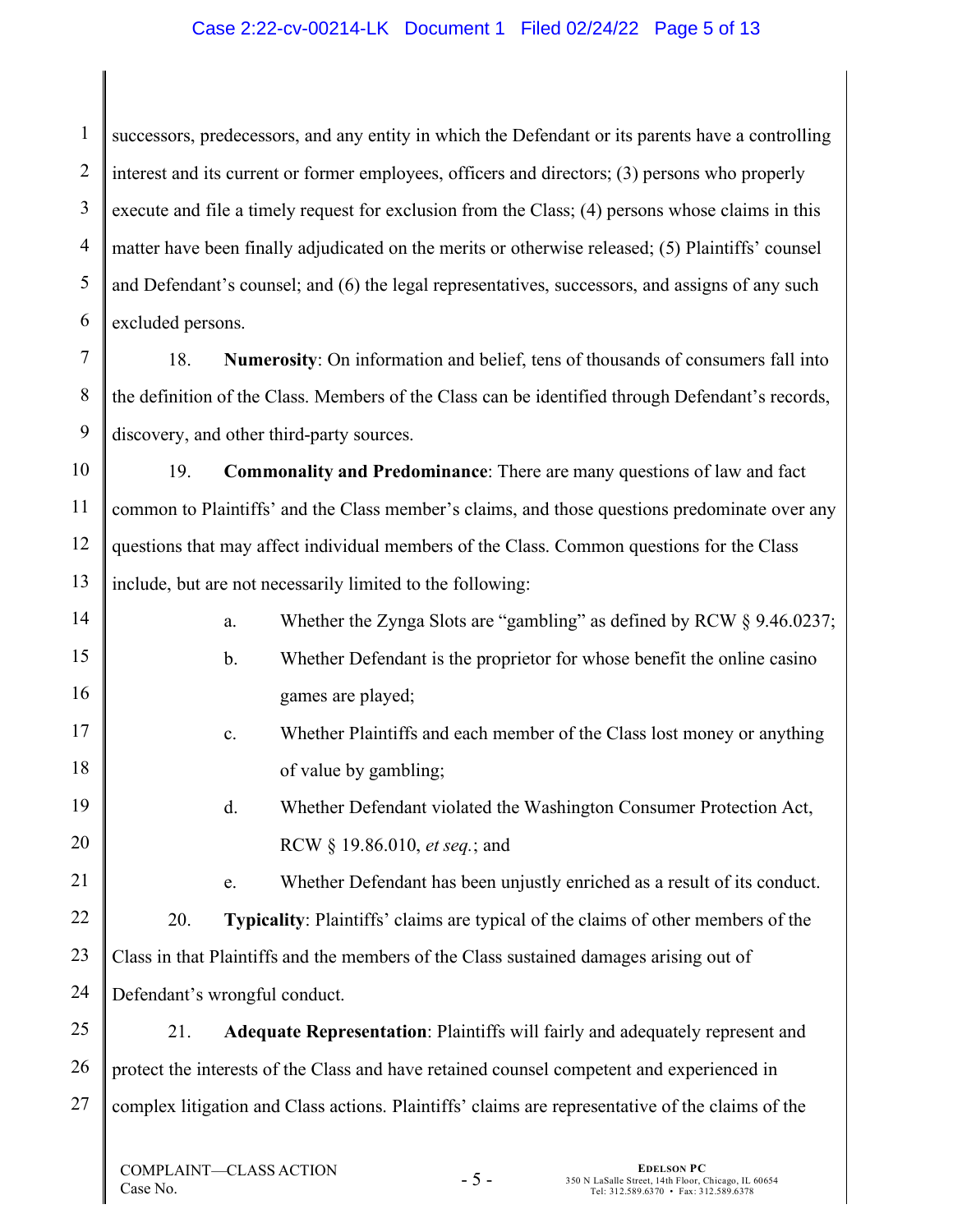successors, predecessors, and any entity in which the Defendant or its parents have a controlling interest and its current or former employees, officers and directors; (3) persons who properly execute and file a timely request for exclusion from the Class; (4) persons whose claims in this matter have been finally adjudicated on the merits or otherwise released; (5) Plaintiffs' counsel and Defendant's counsel; and (6) the legal representatives, successors, and assigns of any such excluded persons.

18. **Numerosity**: On information and belief, tens of thousands of consumers fall into the definition of the Class. Members of the Class can be identified through Defendant's records, discovery, and other third-party sources.

19. **Commonality and Predominance**: There are many questions of law and fact common to Plaintiffs' and the Class member's claims, and those questions predominate over any questions that may affect individual members of the Class. Common questions for the Class include, but are not necessarily limited to the following:

a. Whether the Zynga Slots are "gambling" as defined by RCW § 9.46.0237;

b. Whether Defendant is the proprietor for whose benefit the online casino games are played;

c. Whether Plaintiffs and each member of the Class lost money or anything of value by gambling;

d. Whether Defendant violated the Washington Consumer Protection Act, RCW § 19.86.010, *et seq.*; and

e. Whether Defendant has been unjustly enriched as a result of its conduct.

20. **Typicality**: Plaintiffs' claims are typical of the claims of other members of the Class in that Plaintiffs and the members of the Class sustained damages arising out of Defendant's wrongful conduct.

21. **Adequate Representation**: Plaintiffs will fairly and adequately represent and protect the interests of the Class and have retained counsel competent and experienced in complex litigation and Class actions. Plaintiffs' claims are representative of the claims of the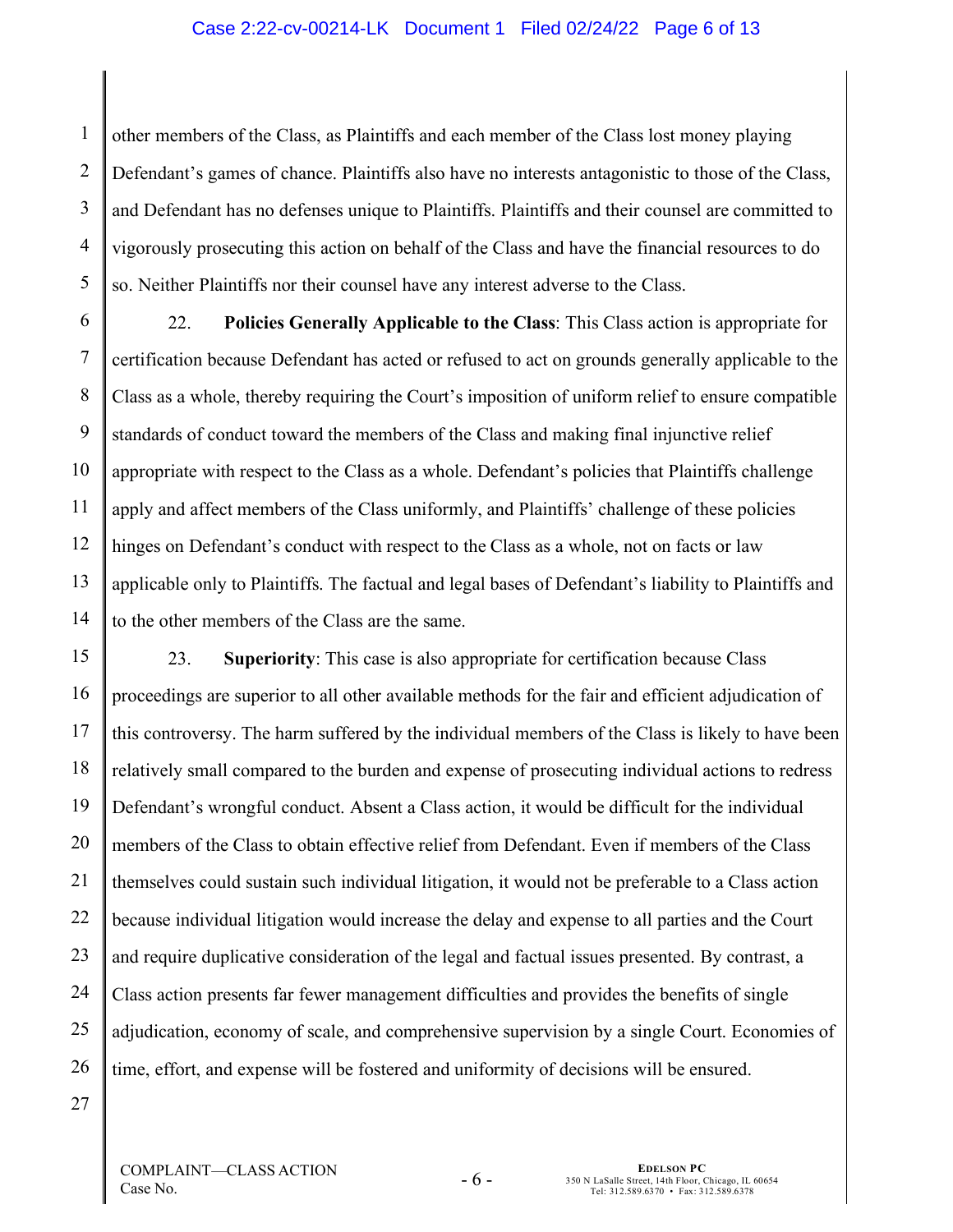other members of the Class, as Plaintiffs and each member of the Class lost money playing Defendant's games of chance. Plaintiffs also have no interests antagonistic to those of the Class, and Defendant has no defenses unique to Plaintiffs. Plaintiffs and their counsel are committed to vigorously prosecuting this action on behalf of the Class and have the financial resources to do so. Neither Plaintiffs nor their counsel have any interest adverse to the Class.

22. **Policies Generally Applicable to the Class**: This Class action is appropriate for certification because Defendant has acted or refused to act on grounds generally applicable to the Class as a whole, thereby requiring the Court's imposition of uniform relief to ensure compatible standards of conduct toward the members of the Class and making final injunctive relief appropriate with respect to the Class as a whole. Defendant's policies that Plaintiffs challenge apply and affect members of the Class uniformly, and Plaintiffs' challenge of these policies hinges on Defendant's conduct with respect to the Class as a whole, not on facts or law applicable only to Plaintiffs. The factual and legal bases of Defendant's liability to Plaintiffs and to the other members of the Class are the same.

23. **Superiority**: This case is also appropriate for certification because Class proceedings are superior to all other available methods for the fair and efficient adjudication of this controversy. The harm suffered by the individual members of the Class is likely to have been relatively small compared to the burden and expense of prosecuting individual actions to redress Defendant's wrongful conduct. Absent a Class action, it would be difficult for the individual members of the Class to obtain effective relief from Defendant. Even if members of the Class themselves could sustain such individual litigation, it would not be preferable to a Class action because individual litigation would increase the delay and expense to all parties and the Court and require duplicative consideration of the legal and factual issues presented. By contrast, a Class action presents far fewer management difficulties and provides the benefits of single adjudication, economy of scale, and comprehensive supervision by a single Court. Economies of time, effort, and expense will be fostered and uniformity of decisions will be ensured.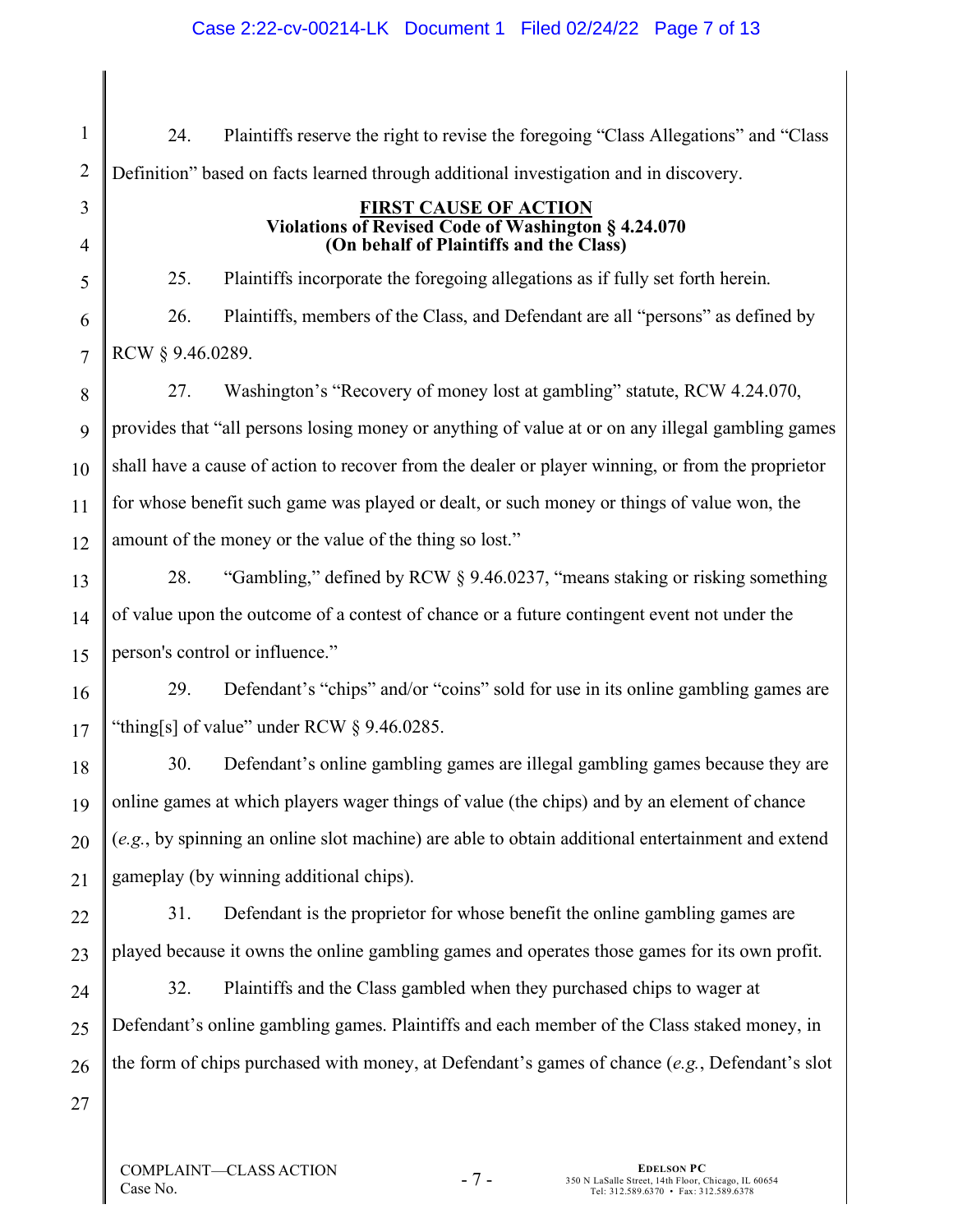24. Plaintiffs reserve the right to revise the foregoing "Class Allegations" and "Class Definition" based on facts learned through additional investigation and in discovery.

**FIRST CAUSE OF ACTION**
**Violations of Revised Code of Washington § 4.24.070**
**(On behalf of Plaintiffs and the Class)**

25. Plaintiffs incorporate the foregoing allegations as if fully set forth herein.

26. Plaintiffs, members of the Class, and Defendant are all "persons" as defined by RCW § 9.46.0289.

27. Washington's "Recovery of money lost at gambling" statute, RCW 4.24.070, provides that "all persons losing money or anything of value at or on any illegal gambling games shall have a cause of action to recover from the dealer or player winning, or from the proprietor for whose benefit such game was played or dealt, or such money or things of value won, the amount of the money or the value of the thing so lost."

28. "Gambling," defined by RCW § 9.46.0237, "means staking or risking something of value upon the outcome of a contest of chance or a future contingent event not under the person's control or influence."

29. Defendant's "chips" and/or "coins" sold for use in its online gambling games are "thing[s] of value" under RCW § 9.46.0285.

30. Defendant's online gambling games are illegal gambling games because they are online games at which players wager things of value (the chips) and by an element of chance (*e.g.*, by spinning an online slot machine) are able to obtain additional entertainment and extend gameplay (by winning additional chips).

31. Defendant is the proprietor for whose benefit the online gambling games are played because it owns the online gambling games and operates those games for its own profit.

32. Plaintiffs and the Class gambled when they purchased chips to wager at Defendant's online gambling games. Plaintiffs and each member of the Class staked money, in the form of chips purchased with money, at Defendant's games of chance (*e.g.*, Defendant's slot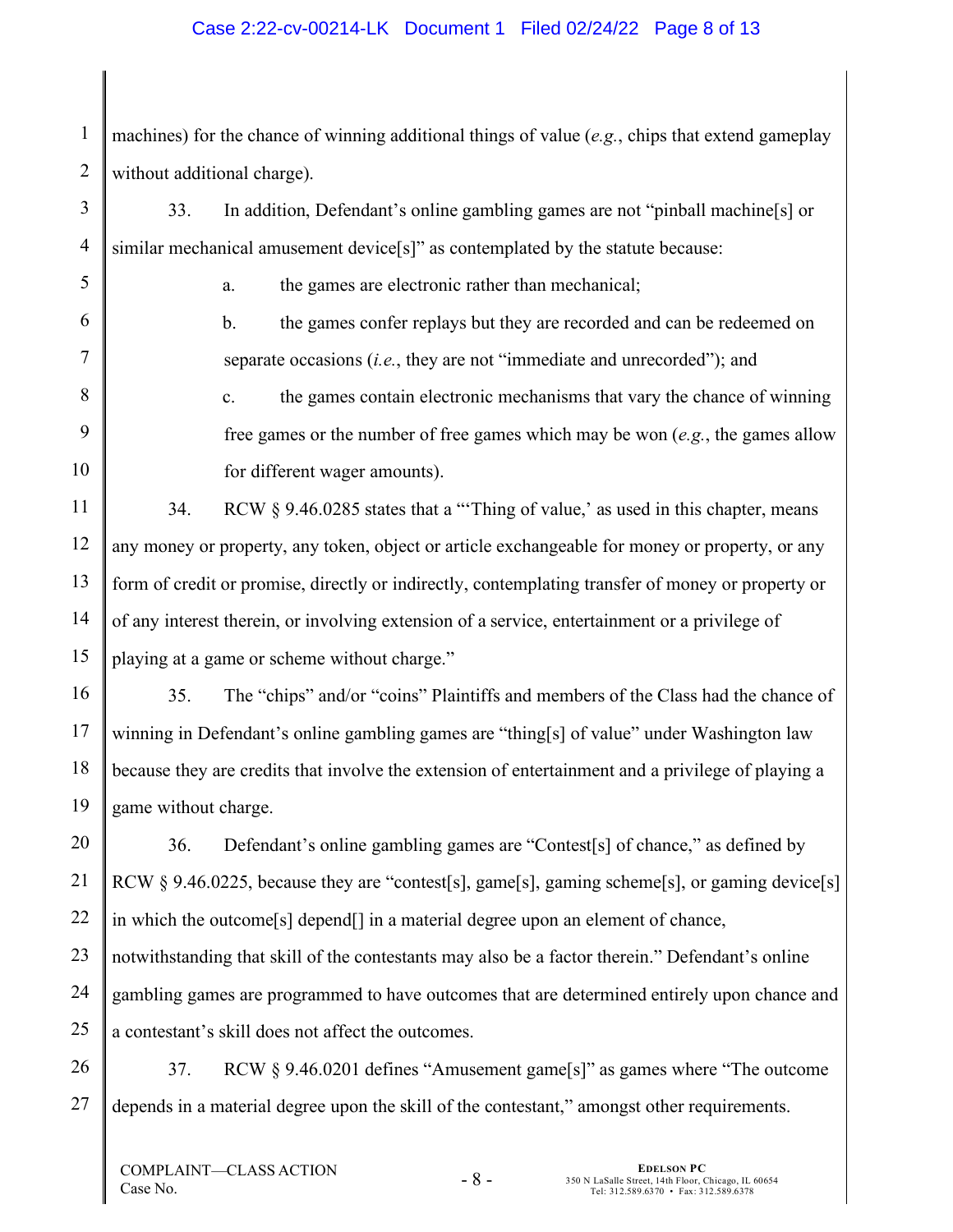machines) for the chance of winning additional things of value (*e.g.*, chips that extend gameplay without additional charge).

33. In addition, Defendant's online gambling games are not "pinball machine[s] or similar mechanical amusement device[s]" as contemplated by the statute because:

a. the games are electronic rather than mechanical;

b. the games confer replays but they are recorded and can be redeemed on separate occasions (*i.e.*, they are not "immediate and unrecorded"); and

c. the games contain electronic mechanisms that vary the chance of winning free games or the number of free games which may be won (*e.g.*, the games allow for different wager amounts).

34. RCW § 9.46.0285 states that a "'Thing of value,' as used in this chapter, means any money or property, any token, object or article exchangeable for money or property, or any form of credit or promise, directly or indirectly, contemplating transfer of money or property or of any interest therein, or involving extension of a service, entertainment or a privilege of playing at a game or scheme without charge."

35. The "chips" and/or "coins" Plaintiffs and members of the Class had the chance of winning in Defendant's online gambling games are "thing[s] of value" under Washington law because they are credits that involve the extension of entertainment and a privilege of playing a game without charge.

36. Defendant's online gambling games are "Contest[s] of chance," as defined by RCW § 9.46.0225, because they are "contest[s], game[s], gaming scheme[s], or gaming device[s] in which the outcome[s] depend[] in a material degree upon an element of chance, notwithstanding that skill of the contestants may also be a factor therein." Defendant's online gambling games are programmed to have outcomes that are determined entirely upon chance and a contestant's skill does not affect the outcomes.

37. RCW § 9.46.0201 defines "Amusement game[s]" as games where "The outcome depends in a material degree upon the skill of the contestant," amongst other requirements.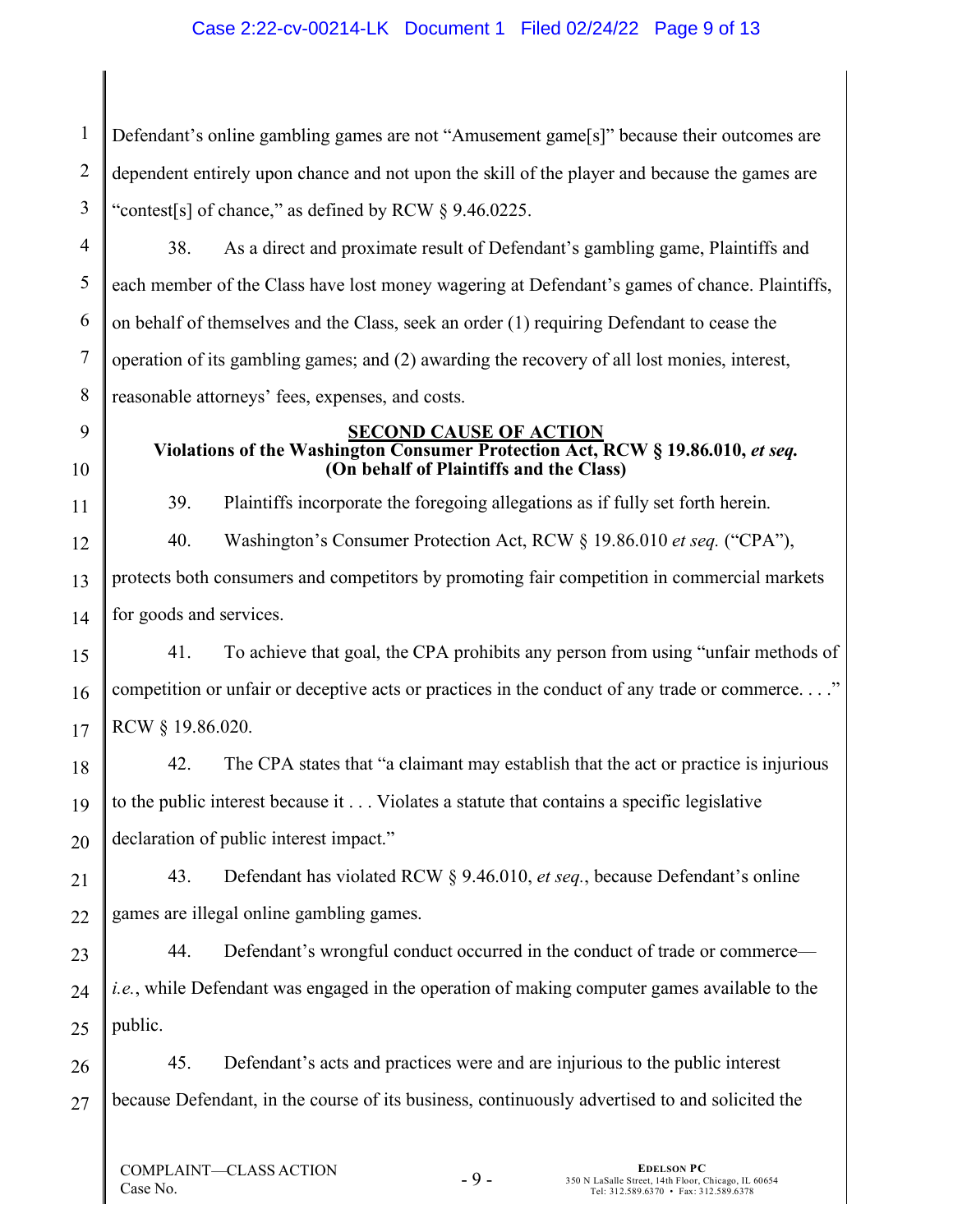Defendant's online gambling games are not "Amusement game[s]" because their outcomes are dependent entirely upon chance and not upon the skill of the player and because the games are "contest[s] of chance," as defined by RCW § 9.46.0225.

38. As a direct and proximate result of Defendant's gambling game, Plaintiffs and each member of the Class have lost money wagering at Defendant's games of chance. Plaintiffs, on behalf of themselves and the Class, seek an order (1) requiring Defendant to cease the operation of its gambling games; and (2) awarding the recovery of all lost monies, interest, reasonable attorneys' fees, expenses, and costs.

**SECOND CAUSE OF ACTION**
**Violations of the Washington Consumer Protection Act, RCW § 19.86.010, *et seq.***
**(On behalf of Plaintiffs and the Class)**

39. Plaintiffs incorporate the foregoing allegations as if fully set forth herein.

40. Washington's Consumer Protection Act, RCW § 19.86.010 *et seq.* ("CPA"), protects both consumers and competitors by promoting fair competition in commercial markets for goods and services.

41. To achieve that goal, the CPA prohibits any person from using "unfair methods of competition or unfair or deceptive acts or practices in the conduct of any trade or commerce. . . ." RCW § 19.86.020.

42. The CPA states that "a claimant may establish that the act or practice is injurious to the public interest because it . . . Violates a statute that contains a specific legislative declaration of public interest impact."

43. Defendant has violated RCW § 9.46.010, *et seq.*, because Defendant's online games are illegal online gambling games.

44. Defendant's wrongful conduct occurred in the conduct of trade or commerce—*i.e.*, while Defendant was engaged in the operation of making computer games available to the public.

45. Defendant's acts and practices were and are injurious to the public interest because Defendant, in the course of its business, continuously advertised to and solicited the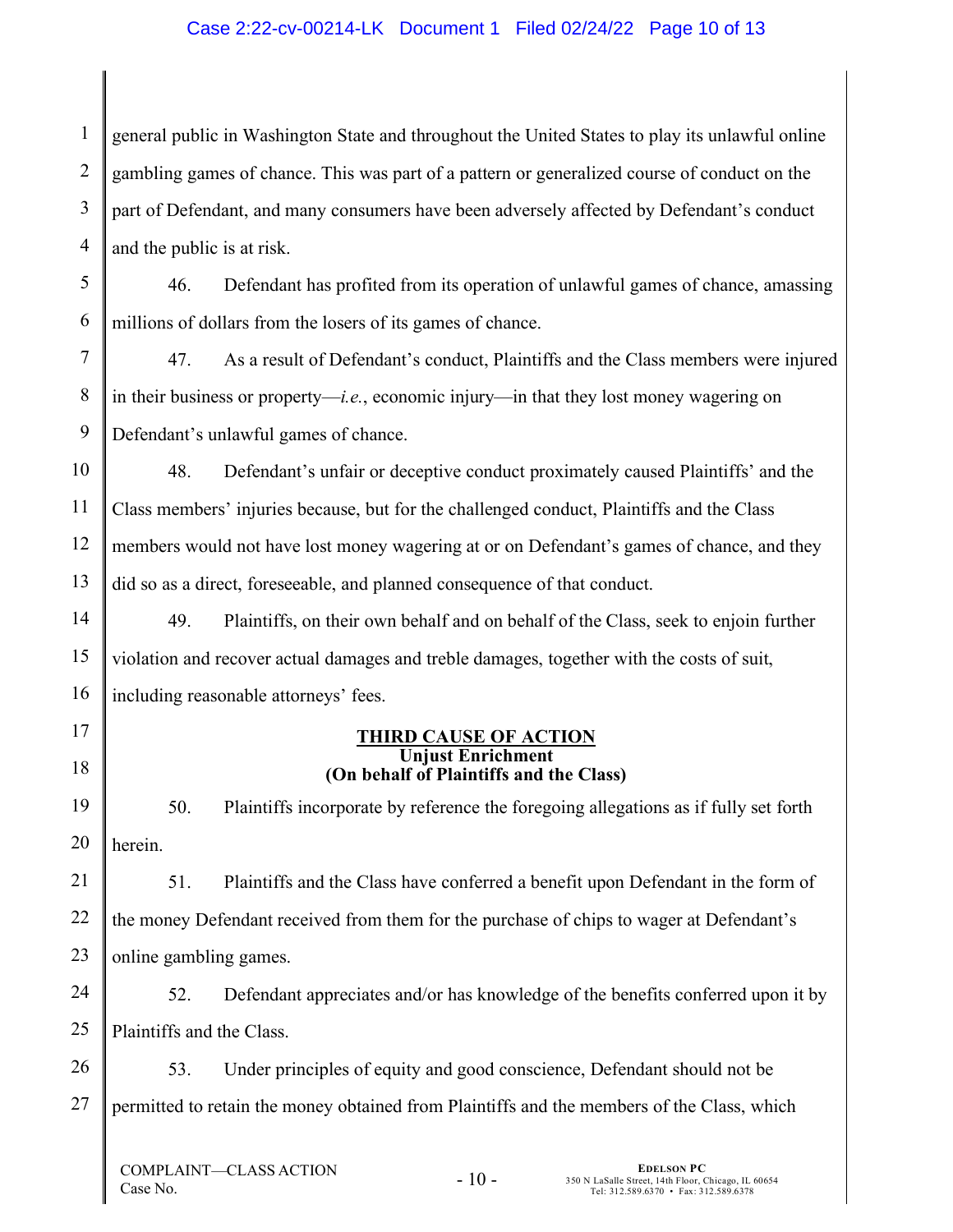general public in Washington State and throughout the United States to play its unlawful online gambling games of chance. This was part of a pattern or generalized course of conduct on the part of Defendant, and many consumers have been adversely affected by Defendant's conduct and the public is at risk.

46. Defendant has profited from its operation of unlawful games of chance, amassing millions of dollars from the losers of its games of chance.

47. As a result of Defendant's conduct, Plaintiffs and the Class members were injured in their business or property—*i.e.*, economic injury—in that they lost money wagering on Defendant's unlawful games of chance.

48. Defendant's unfair or deceptive conduct proximately caused Plaintiffs' and the Class members' injuries because, but for the challenged conduct, Plaintiffs and the Class members would not have lost money wagering at or on Defendant's games of chance, and they did so as a direct, foreseeable, and planned consequence of that conduct.

49. Plaintiffs, on their own behalf and on behalf of the Class, seek to enjoin further violation and recover actual damages and treble damages, together with the costs of suit, including reasonable attorneys' fees.

## THIRD CAUSE OF ACTION
**Unjust Enrichment**
**(On behalf of Plaintiffs and the Class)**

50. Plaintiffs incorporate by reference the foregoing allegations as if fully set forth herein.

51. Plaintiffs and the Class have conferred a benefit upon Defendant in the form of the money Defendant received from them for the purchase of chips to wager at Defendant's online gambling games.

52. Defendant appreciates and/or has knowledge of the benefits conferred upon it by Plaintiffs and the Class.

53. Under principles of equity and good conscience, Defendant should not be permitted to retain the money obtained from Plaintiffs and the members of the Class, which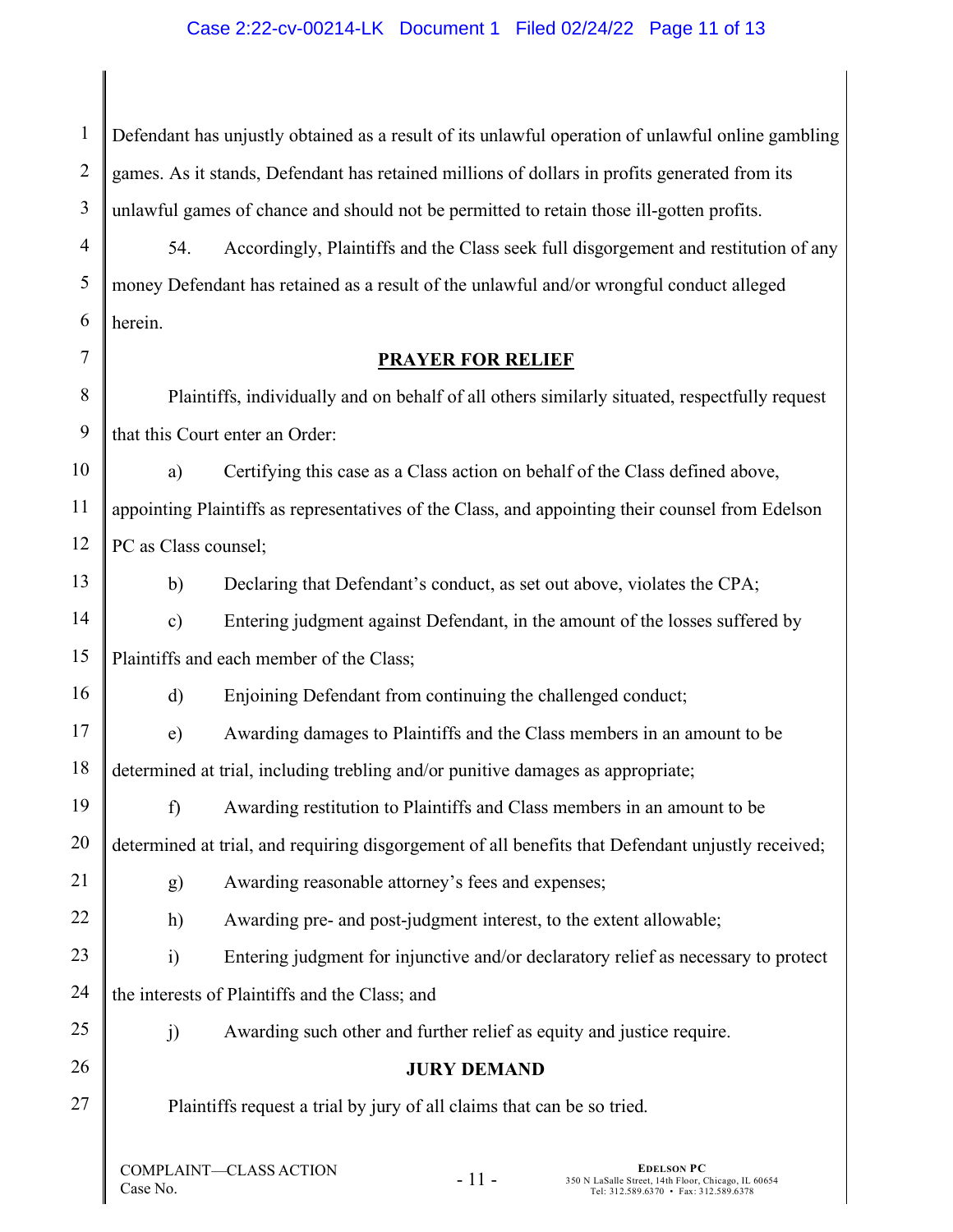Defendant has unjustly obtained as a result of its unlawful operation of unlawful online gambling games. As it stands, Defendant has retained millions of dollars in profits generated from its unlawful games of chance and should not be permitted to retain those ill-gotten profits.

54. Accordingly, Plaintiffs and the Class seek full disgorgement and restitution of any money Defendant has retained as a result of the unlawful and/or wrongful conduct alleged herein.

## PRAYER FOR RELIEF

Plaintiffs, individually and on behalf of all others similarly situated, respectfully request that this Court enter an Order:

a) Certifying this case as a Class action on behalf of the Class defined above, appointing Plaintiffs as representatives of the Class, and appointing their counsel from Edelson PC as Class counsel;

b) Declaring that Defendant's conduct, as set out above, violates the CPA;

c) Entering judgment against Defendant, in the amount of the losses suffered by Plaintiffs and each member of the Class;

d) Enjoining Defendant from continuing the challenged conduct;

e) Awarding damages to Plaintiffs and the Class members in an amount to be determined at trial, including trebling and/or punitive damages as appropriate;

f) Awarding restitution to Plaintiffs and Class members in an amount to be determined at trial, and requiring disgorgement of all benefits that Defendant unjustly received;

g) Awarding reasonable attorney's fees and expenses;

h) Awarding pre- and post-judgment interest, to the extent allowable;

i) Entering judgment for injunctive and/or declaratory relief as necessary to protect the interests of Plaintiffs and the Class; and

j) Awarding such other and further relief as equity and justice require.

## JURY DEMAND

Plaintiffs request a trial by jury of all claims that can be so tried.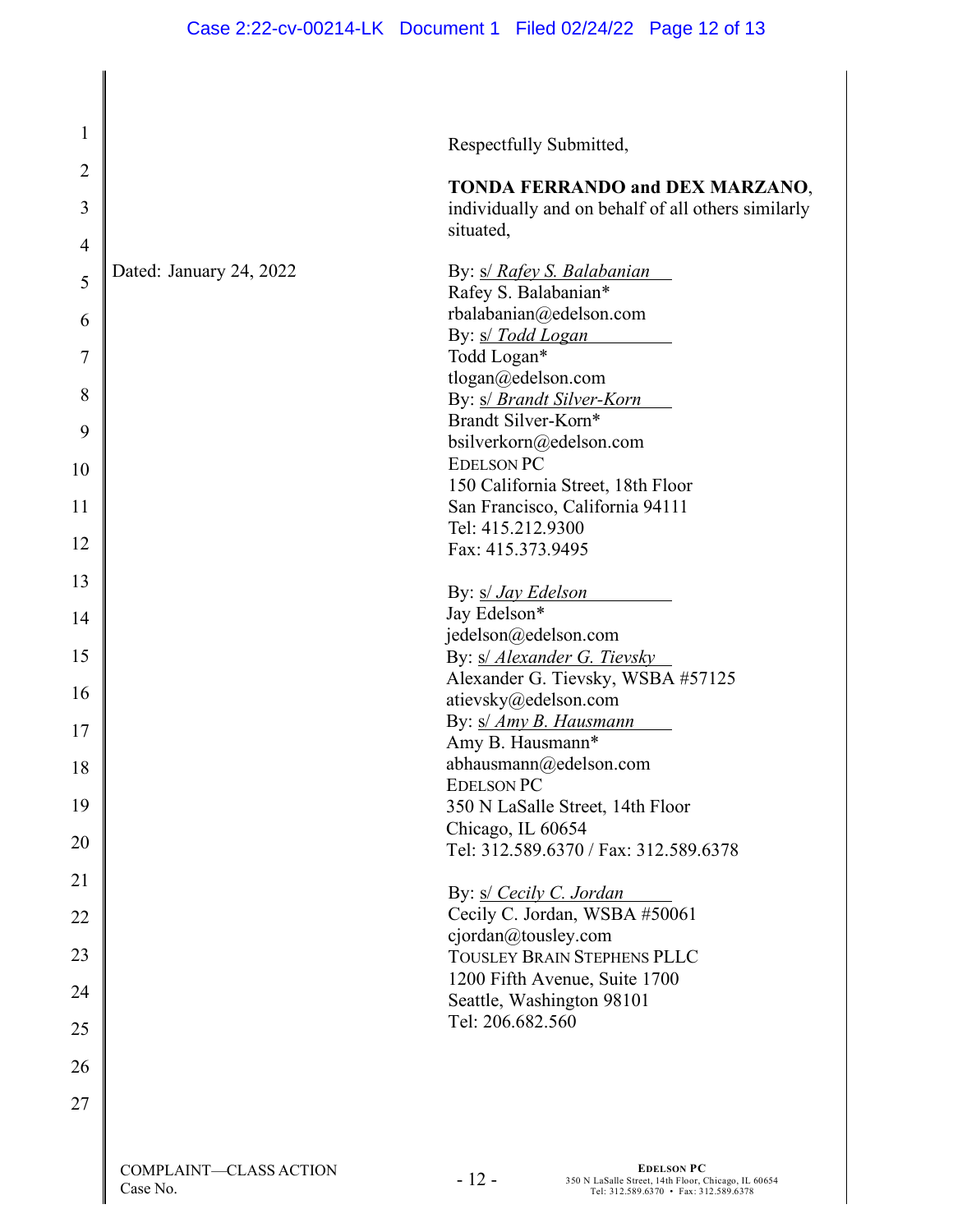Respectfully Submitted,

**TONDA FERRANDO and DEX MARZANO**, individually and on behalf of all others similarly situated,

Dated: January 24, 2022

By: s/ *Rafey S. Balabanian*
Rafey S. Balabanian*
rbalabanian@edelson.com
By: s/ *Todd Logan*
Todd Logan*
tlogan@edelson.com
By: s/ *Brandt Silver-Korn*
Brandt Silver-Korn*
bsilverkorn@edelson.com
EDELSON PC
150 California Street, 18th Floor
San Francisco, California 94111
Tel: 415.212.9300
Fax: 415.373.9495

By: s/ *Jay Edelson*
Jay Edelson*
jedelson@edelson.com
By: s/ *Alexander G. Tievsky*
Alexander G. Tievsky, WSBA #57125
atievsky@edelson.com
By: s/ *Amy B. Hausmann*
Amy B. Hausmann*
abhausmann@edelson.com
EDELSON PC
350 N LaSalle Street, 14th Floor
Chicago, IL 60654
Tel: 312.589.6370 / Fax: 312.589.6378

By: s/ *Cecily C. Jordan*
Cecily C. Jordan, WSBA #50061
cjordan@tousley.com
TOUSLEY BRAIN STEPHENS PLLC
1200 Fifth Avenue, Suite 1700
Seattle, Washington 98101
Tel: 206.682.560

COMPLAINT—CLASS ACTION
Case No.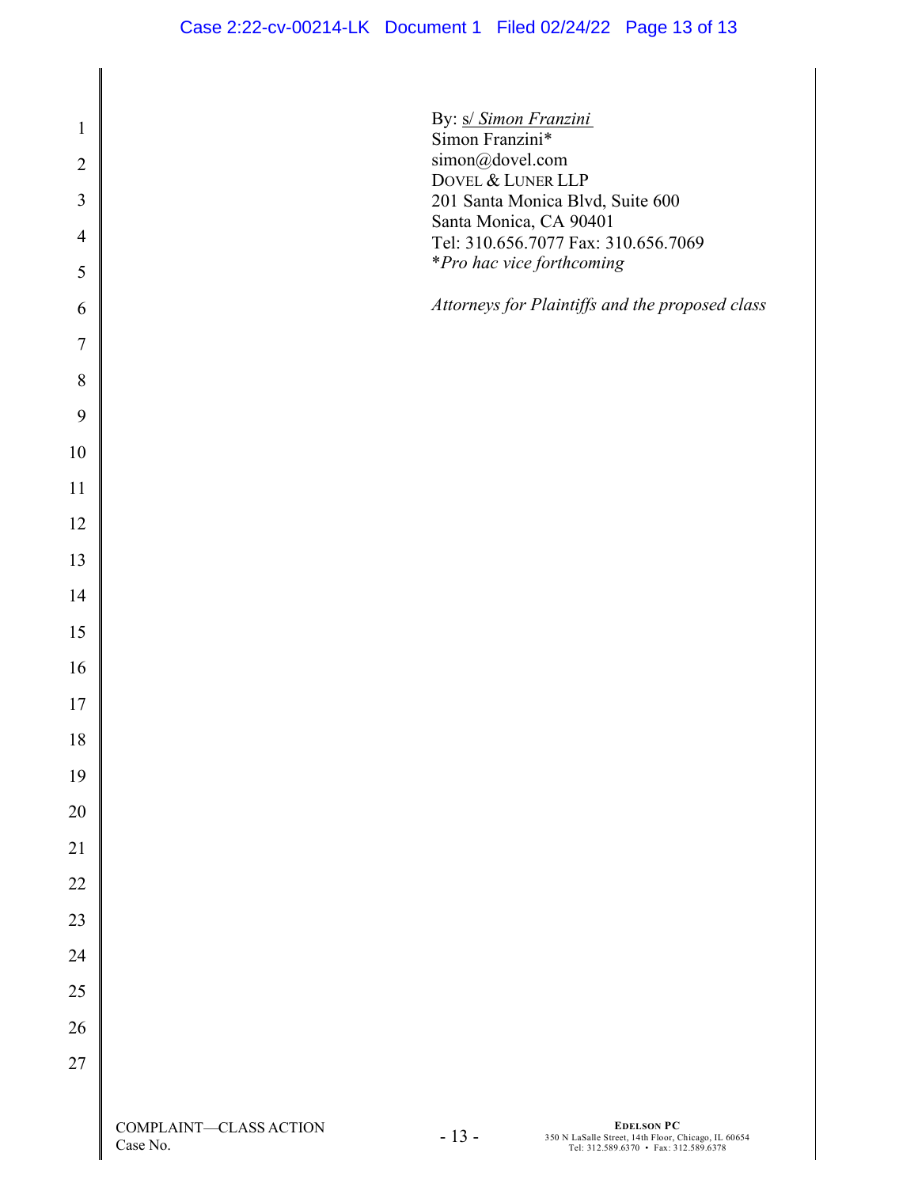By: s/ *Simon Franzini*
Simon Franzini*
simon@dovel.com
DOVEL & LUNER LLP
201 Santa Monica Blvd, Suite 600
Santa Monica, CA 90401
Tel: 310.656.7077 Fax: 310.656.7069
**Pro hac vice forthcoming*

*Attorneys for Plaintiffs and the proposed class*